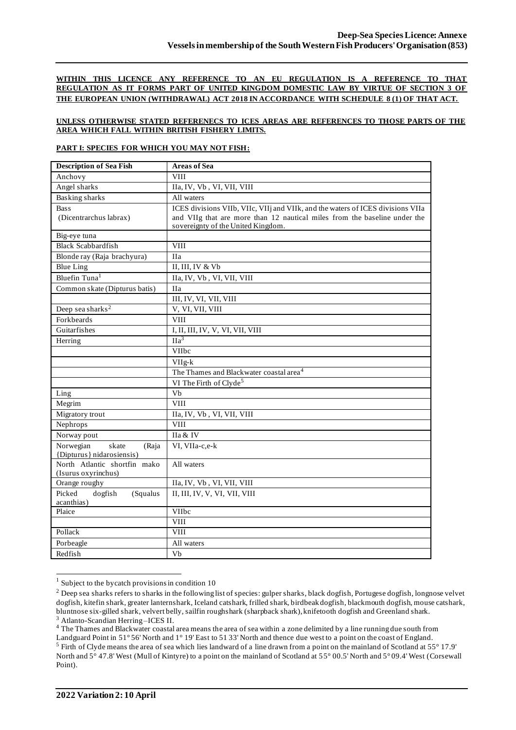**Deep-Sea Species Licence: Annexe**
**Vessels in membership of the South Western Fish Producers' Organisation (853)**

**WITHIN THIS LICENCE ANY REFERENCE TO AN EU REGULATION IS A REFERENCE TO THAT REGULATION AS IT FORMS PART OF UNITED KINGDOM DOMESTIC LAW BY VIRTUE OF SECTION 3 OF THE EUROPEAN UNION (WITHDRAWAL) ACT 2018 IN ACCORDANCE WITH SCHEDULE 8 (1) OF THAT ACT.**

**UNLESS OTHERWISE STATED REFERENECS TO ICES AREAS ARE REFERENCES TO THOSE PARTS OF THE AREA WHICH FALL WITHIN BRITISH FISHERY LIMITS.**

**PART I: SPECIES FOR WHICH YOU MAY NOT FISH:**

| Description of Sea Fish | Areas of Sea |
|---|---|
| Anchovy | VIII |
| Angel sharks | IIa, IV, Vb , VI, VII, VIII |
| Basking sharks | All waters |
| Bass (Dicentrarchus labrax) | ICES divisions VIIb, VIIc, VIIj and VIIk, and the waters of ICES divisions VIIa and VIIg that are more than 12 nautical miles from the baseline under the sovereignty of the United Kingdom. |
| Big-eye tuna | |
| Black Scabbardfish | VIII |
| Blonde ray (Raja brachyura) | IIa |
| Blue Ling | II, III, IV & Vb |
| Bluefin Tuna[1] | IIa, IV, Vb , VI, VII, VIII |
| Common skate (Dipturus batis) | IIa |
| | III, IV, VI, VII, VIII |
| Deep sea sharks[2] | V, VI, VII, VIII |
| Forkbeards | VIII |
| Guitarfishes | I, II, III, IV, V, VI, VII, VIII |
| Herring | IIa[3] |
| | VIIbc |
| | VIIg-k |
| | The Thames and Blackwater coastal area[4] |
| | VI The Firth of Clyde[5] |
| Ling | Vb |
| Megrim | VIII |
| Migratory trout | IIa, IV, Vb , VI, VII, VIII |
| Nephrops | VIII |
| Norway pout | IIa & IV |
| Norwegian skate (Raja {Dipturus} nidarosiensis) | VI, VIIa-c,e-k |
| North Atlantic shortfin mako (Isurus oxyrinchus) | All waters |
| Orange roughy | IIa, IV, Vb , VI, VII, VIII |
| Picked dogfish (Squalus acanthias) | II, III, IV, V, VI, VII, VIII |
| Plaice | VIIbc |
| | VIII |
| Pollack | VIII |
| Porbeagle | All waters |
| Redfish | Vb |

[1] Subject to the bycatch provisions in condition 10

[2] Deep sea sharks refers to sharks in the following list of species: gulper sharks, black dogfish, Portugese dogfish, longnose velvet dogfish, kitefin shark, greater lanternshark, Iceland catshark, frilled shark, birdbeak dogfish, blackmouth dogfish, mouse catshark, bluntnose six-gilled shark, velvert belly, sailfin roughshark (sharpback shark), knifetooth dogfish and Greenland shark.

[3] Atlanto-Scandian Herring –ICES II.

[4] The Thames and Blackwater coastal area means the area of sea within a zone delimited by a line running due south from Landguard Point in 51° 56' North and 1° 19' East to 51 33' North and thence due west to a point on the coast of England.

[5] Firth of Clyde means the area of sea which lies landward of a line drawn from a point on the mainland of Scotland at 55° 17.9' North and 5° 47.8' West (Mull of Kintyre) to a point on the mainland of Scotland at 55° 00.5' North and 5° 09.4' West (Corsewall Point).

**2022 Variation 2: 10 April**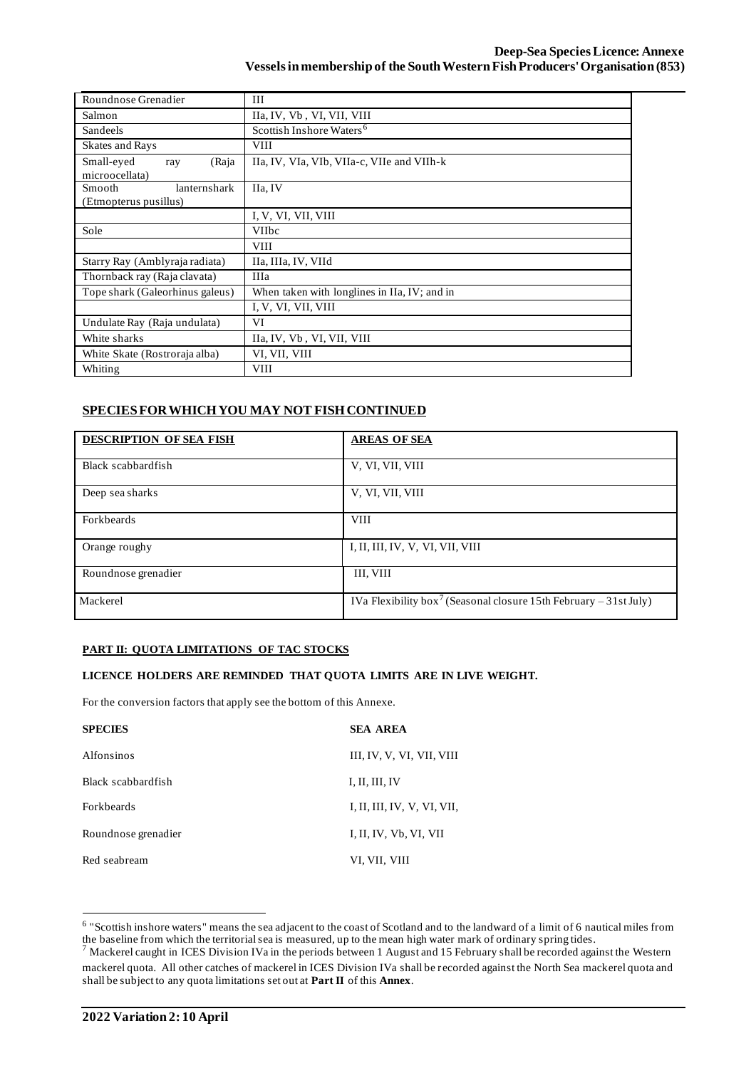| | |
|---|---|
| Roundnose Grenadier | III |
| Salmon | IIa, IV, Vb , VI, VII, VIII |
| Sandeels | Scottish Inshore Waters[6] |
| Skates and Rays | VIII |
| Small-eyed ray (Raja microocellata) | IIa, IV, VIa, VIb, VIIa-c, VIIe and VIIh-k |
| Smooth lanternshark (Etmopterus pusillus) | IIa, IV |
| | I, V, VI, VII, VIII |
| Sole | VIIbc |
| | VIII |
| Starry Ray (Amblyraja radiata) | IIa, IIIa, IV, VIId |
| Thornback ray (Raja clavata) | IIIa |
| Tope shark (Galeorhinus galeus) | When taken with longlines in IIa, IV; and in |
| | I, V, VI, VII, VIII |
| Undulate Ray (Raja undulata) | VI |
| White sharks | IIa, IV, Vb , VI, VII, VIII |
| White Skate (Rostroraja alba) | VI, VII, VIII |
| Whiting | VIII |

## SPECIES FOR WHICH YOU MAY NOT FISH CONTINUED

| DESCRIPTION OF SEA FISH | AREAS OF SEA |
|---|---|
| Black scabbardfish | V, VI, VII, VIII |
| Deep sea sharks | V, VI, VII, VIII |
| Forkbeards | VIII |
| Orange roughy | I, II, III, IV, V, VI, VII, VIII |
| Roundnose grenadier | III, VIII |
| Mackerel | IVa Flexibility box[7] (Seasonal closure 15th February – 31st July) |

### PART II: QUOTA LIMITATIONS OF TAC STOCKS

**LICENCE HOLDERS ARE REMINDED THAT QUOTA LIMITS ARE IN LIVE WEIGHT.**

For the conversion factors that apply see the bottom of this Annexe.

| SPECIES | SEA AREA |
|---|---|
| Alfonsinos | III, IV, V, VI, VII, VIII |
| Black scabbardfish | I, II, III, IV |
| Forkbeards | I, II, III, IV, V, VI, VII, |
| Roundnose grenadier | I, II, IV, Vb, VI, VII |
| Red seabream | VI, VII, VIII |

---

[6] "Scottish inshore waters" means the sea adjacent to the coast of Scotland and to the landward of a limit of 6 nautical miles from the baseline from which the territorial sea is measured, up to the mean high water mark of ordinary spring tides.

[7] Mackerel caught in ICES Division IVa in the periods between 1 August and 15 February shall be recorded against the Western mackerel quota. All other catches of mackerel in ICES Division IVa shall be recorded against the North Sea mackerel quota and shall be subject to any quota limitations set out at **Part II** of this **Annex**.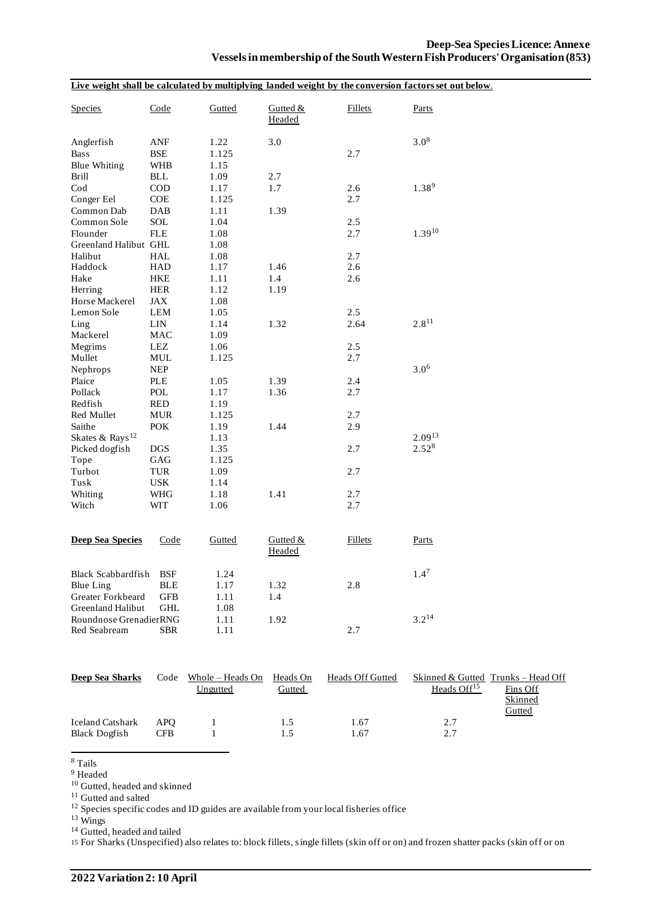**Live weight shall be calculated by multiplying landed weight by the conversion factors set out below.**

| Species | Code | Gutted | Gutted & Headed | Fillets | Parts |
|---|---|---|---|---|---|
| Anglerfish | ANF | 1.22 | 3.0 | | 3.0[8] |
| Bass | BSE | 1.125 | | 2.7 | |
| Blue Whiting | WHB | 1.15 | | | |
| Brill | BLL | 1.09 | 2.7 | | |
| Cod | COD | 1.17 | 1.7 | 2.6 | 1.38[9] |
| Conger Eel | COE | 1.125 | | 2.7 | |
| Common Dab | DAB | 1.11 | 1.39 | | |
| Common Sole | SOL | 1.04 | | 2.5 | |
| Flounder | FLE | 1.08 | | 2.7 | 1.39[10] |
| Greenland Halibut | GHL | 1.08 | | | |
| Halibut | HAL | 1.08 | | 2.7 | |
| Haddock | HAD | 1.17 | 1.46 | 2.6 | |
| Hake | HKE | 1.11 | 1.4 | 2.6 | |
| Herring | HER | 1.12 | 1.19 | | |
| Horse Mackerel | JAX | 1.08 | | | |
| Lemon Sole | LEM | 1.05 | | 2.5 | |
| Ling | LIN | 1.14 | 1.32 | 2.64 | 2.8[11] |
| Mackerel | MAC | 1.09 | | | |
| Megrims | LEZ | 1.06 | | 2.5 | |
| Mullet | MUL | 1.125 | | 2.7 | |
| Nephrops | NEP | | | | 3.0[6] |
| Plaice | PLE | 1.05 | 1.39 | 2.4 | |
| Pollack | POL | 1.17 | 1.36 | 2.7 | |
| Redfish | RED | 1.19 | | | |
| Red Mullet | MUR | 1.125 | | 2.7 | |
| Saithe | POK | 1.19 | 1.44 | 2.9 | |
| Skates & Rays[12] | | 1.13 | | | 2.09[13] |
| Picked dogfish | DGS | 1.35 | | 2.7 | 2.52[8] |
| Tope | GAG | 1.125 | | | |
| Turbot | TUR | 1.09 | | 2.7 | |
| Tusk | USK | 1.14 | | | |
| Whiting | WHG | 1.18 | 1.41 | 2.7 | |
| Witch | WIT | 1.06 | | 2.7 | |

| **Deep Sea Species** | Code | Gutted | Gutted & Headed | Fillets | Parts |
|---|---|---|---|---|---|
| Black Scabbardfish | BSF | 1.24 | | | 1.4[7] |
| Blue Ling | BLE | 1.17 | 1.32 | 2.8 | |
| Greater Forkbeard | GFB | 1.11 | 1.4 | | |
| Greenland Halibut | GHL | 1.08 | | | |
| Roundnose Grenadier | RNG | 1.11 | 1.92 | | 3.2[14] |
| Red Seabream | SBR | 1.11 | | 2.7 | |

| **Deep Sea Sharks** | Code | Whole – Heads On Ungutted | Heads On Gutted | Heads Off Gutted | Skinned & Gutted Heads Off[15] | Trunks – Head Off Fins Off Skinned Gutted |
|---|---|---|---|---|---|---|
| Iceland Catshark | APQ | 1 | 1.5 | 1.67 | 2.7 | |
| Black Dogfish | CFB | 1 | 1.5 | 1.67 | 2.7 | |

[8] Tails
[9] Headed
[10] Gutted, headed and skinned
[11] Gutted and salted
[12] Species specific codes and ID guides are available from your local fisheries office
[13] Wings
[14] Gutted, headed and tailed
[15] For Sharks (Unspecified) also relates to: block fillets, single fillets (skin off or on) and frozen shatter packs (skin off or on

**2022 Variation 2: 10 April**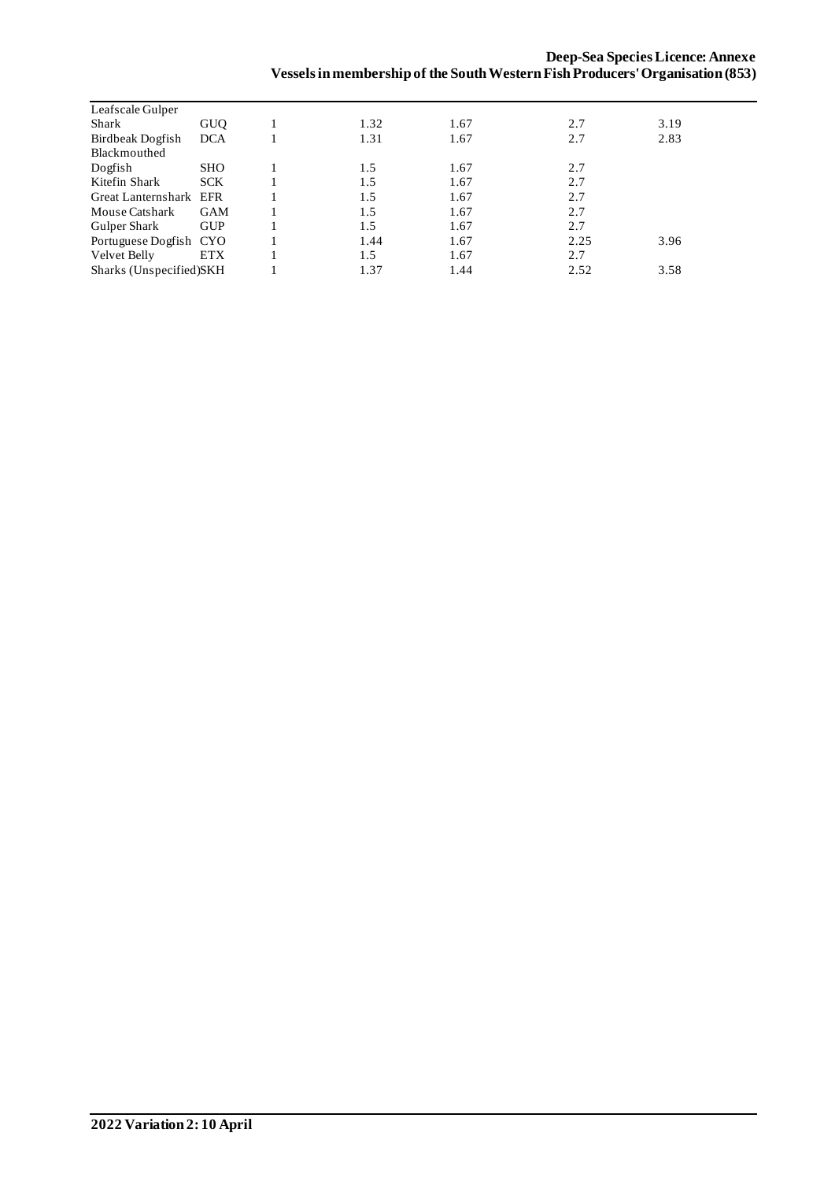| | | | | | | |
|---|---|---|---|---|---|---|
| Leafscale Gulper Shark | GUQ | 1 | 1.32 | 1.67 | 2.7 | 3.19 |
| Birdbeak Dogfish | DCA | 1 | 1.31 | 1.67 | 2.7 | 2.83 |
| Blackmouthed Dogfish | SHO | 1 | 1.5 | 1.67 | 2.7 | |
| Kitefin Shark | SCK | 1 | 1.5 | 1.67 | 2.7 | |
| Great Lanternshark | EFR | 1 | 1.5 | 1.67 | 2.7 | |
| Mouse Catshark | GAM | 1 | 1.5 | 1.67 | 2.7 | |
| Gulper Shark | GUP | 1 | 1.5 | 1.67 | 2.7 | |
| Portuguese Dogfish | CYO | 1 | 1.44 | 1.67 | 2.25 | 3.96 |
| Velvet Belly | ETX | 1 | 1.5 | 1.67 | 2.7 | |
| Sharks (Unspecified) | SKH | 1 | 1.37 | 1.44 | 2.52 | 3.58 |